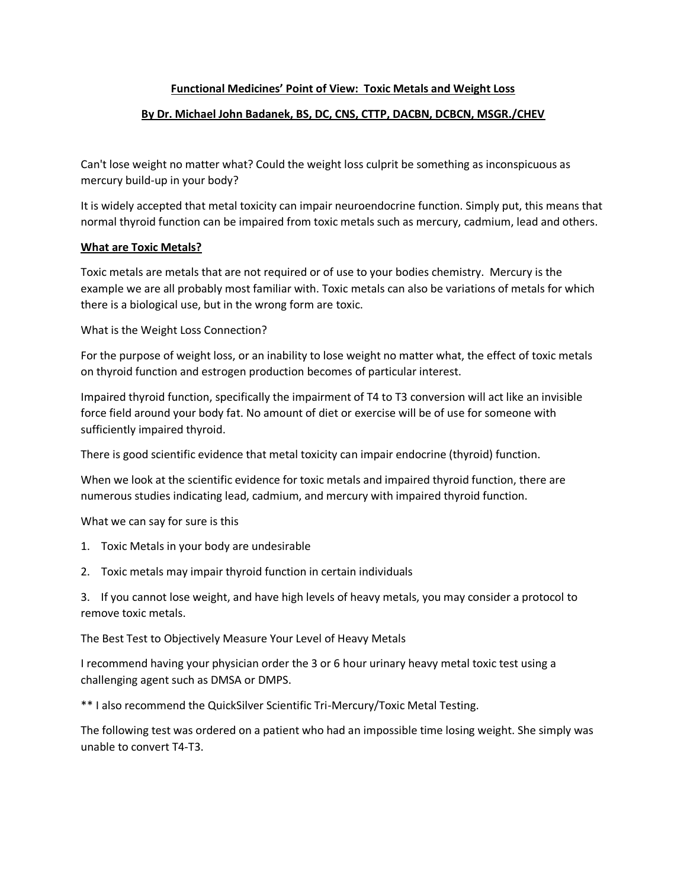**Functional Medicines' Point of View: Toxic Metals and Weight Loss**

**By Dr. Michael John Badanek, BS, DC, CNS, CTTP, DACBN, DCBCN, MSGR./CHEV**

Can't lose weight no matter what? Could the weight loss culprit be something as inconspicuous as mercury build-up in your body?

It is widely accepted that metal toxicity can impair neuroendocrine function. Simply put, this means that normal thyroid function can be impaired from toxic metals such as mercury, cadmium, lead and others.

## What are Toxic Metals?

Toxic metals are metals that are not required or of use to your bodies chemistry. Mercury is the example we are all probably most familiar with. Toxic metals can also be variations of metals for which there is a biological use, but in the wrong form are toxic.

What is the Weight Loss Connection?

For the purpose of weight loss, or an inability to lose weight no matter what, the effect of toxic metals on thyroid function and estrogen production becomes of particular interest.

Impaired thyroid function, specifically the impairment of T4 to T3 conversion will act like an invisible force field around your body fat. No amount of diet or exercise will be of use for someone with sufficiently impaired thyroid.

There is good scientific evidence that metal toxicity can impair endocrine (thyroid) function.

When we look at the scientific evidence for toxic metals and impaired thyroid function, there are numerous studies indicating lead, cadmium, and mercury with impaired thyroid function.

What we can say for sure is this

1. Toxic Metals in your body are undesirable
2. Toxic metals may impair thyroid function in certain individuals
3. If you cannot lose weight, and have high levels of heavy metals, you may consider a protocol to remove toxic metals.

The Best Test to Objectively Measure Your Level of Heavy Metals

I recommend having your physician order the 3 or 6 hour urinary heavy metal toxic test using a challenging agent such as DMSA or DMPS.

** I also recommend the QuickSilver Scientific Tri-Mercury/Toxic Metal Testing.

The following test was ordered on a patient who had an impossible time losing weight. She simply was unable to convert T4-T3.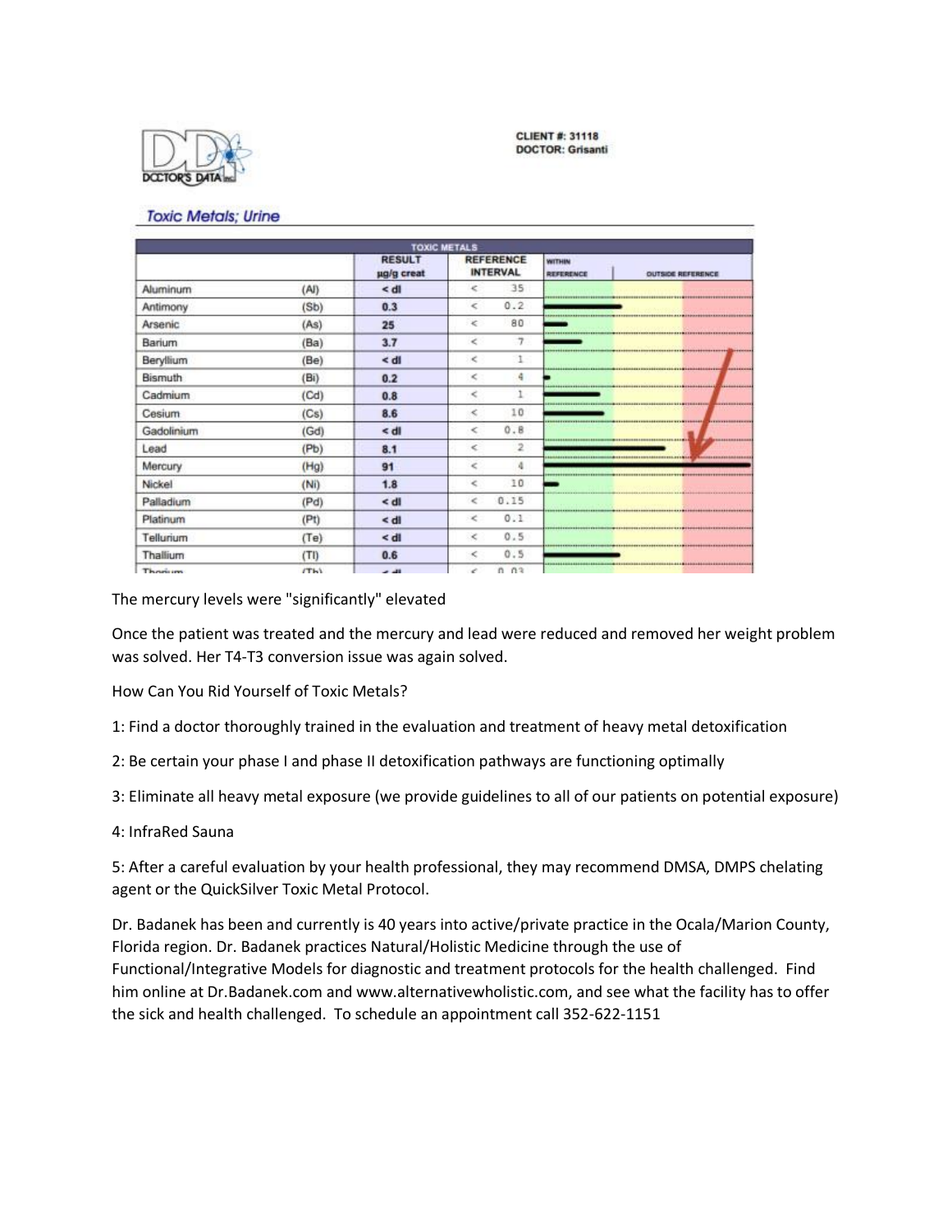CLIENT #: 31118
DOCTOR: Grisanti

DOCTOR'S DATA

## Toxic Metals; Urine

| TOXIC METALS | | RESULT µg/g creat | REFERENCE INTERVAL | | WITHIN REFERENCE | OUTSIDE REFERENCE |
|---|---|---|---|---|---|---|
| Aluminum | (Al) | < dl | < | 35 | | |
| Antimony | (Sb) | 0.3 | < | 0.2 | | |
| Arsenic | (As) | 25 | < | 80 | | |
| Barium | (Ba) | 3.7 | < | 7 | | |
| Beryllium | (Be) | < dl | < | 1 | | |
| Bismuth | (Bi) | 0.2 | < | 4 | | |
| Cadmium | (Cd) | 0.8 | < | 1 | | |
| Cesium | (Cs) | 8.6 | < | 10 | | |
| Gadolinium | (Gd) | < dl | < | 0.8 | | |
| Lead | (Pb) | 8.1 | < | 2 | | |
| Mercury | (Hg) | 91 | < | 4 | | |
| Nickel | (Ni) | 1.8 | < | 10 | | |
| Palladium | (Pd) | < dl | < | 0.15 | | |
| Platinum | (Pt) | < dl | < | 0.1 | | |
| Tellurium | (Te) | < dl | < | 0.5 | | |
| Thallium | (Tl) | 0.6 | < | 0.5 | | |
| Thorium | (Th) | < dl | < | 0.03 | | |

The mercury levels were "significantly" elevated

Once the patient was treated and the mercury and lead were reduced and removed her weight problem was solved. Her T4-T3 conversion issue was again solved.

How Can You Rid Yourself of Toxic Metals?

1: Find a doctor thoroughly trained in the evaluation and treatment of heavy metal detoxification

2: Be certain your phase I and phase II detoxification pathways are functioning optimally

3: Eliminate all heavy metal exposure (we provide guidelines to all of our patients on potential exposure)

4: InfraRed Sauna

5: After a careful evaluation by your health professional, they may recommend DMSA, DMPS chelating agent or the QuickSilver Toxic Metal Protocol.

Dr. Badanek has been and currently is 40 years into active/private practice in the Ocala/Marion County, Florida region. Dr. Badanek practices Natural/Holistic Medicine through the use of Functional/Integrative Models for diagnostic and treatment protocols for the health challenged. Find him online at Dr.Badanek.com and www.alternativewholistic.com, and see what the facility has to offer the sick and health challenged. To schedule an appointment call 352-622-1151